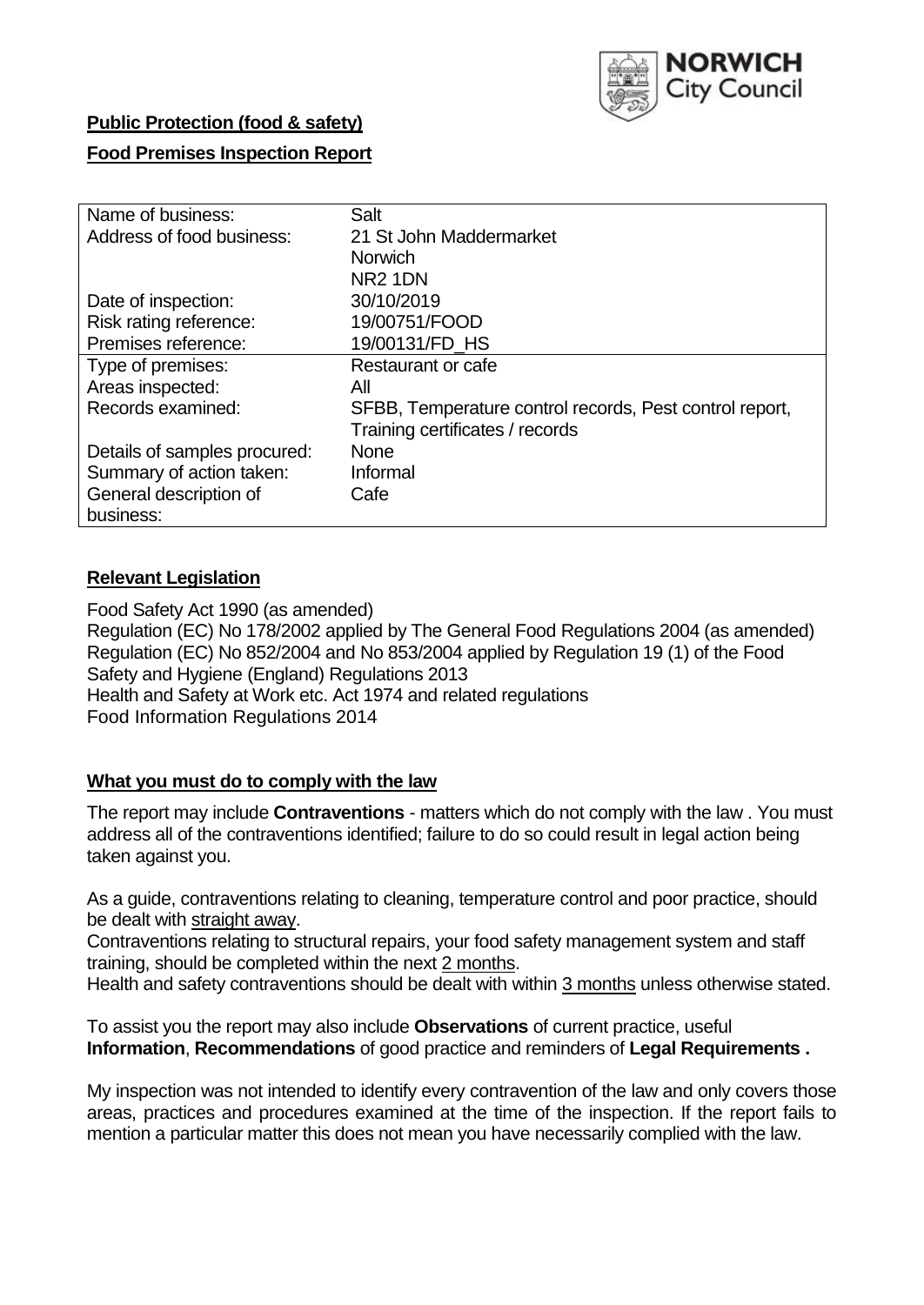NORWICH City Council

**Public Protection (food & safety)**

**Food Premises Inspection Report**

| Name of business: | Salt |
|---|---|
| Address of food business: | 21 St John Maddermarket<br>Norwich<br>NR2 1DN |
| Date of inspection: | 30/10/2019 |
| Risk rating reference: | 19/00751/FOOD |
| Premises reference: | 19/00131/FD_HS |
| Type of premises: | Restaurant or cafe |
| Areas inspected: | All |
| Records examined: | SFBB, Temperature control records, Pest control report, Training certificates / records |
| Details of samples procured: | None |
| Summary of action taken: | Informal |
| General description of business: | Cafe |

## Relevant Legislation

Food Safety Act 1990 (as amended)
Regulation (EC) No 178/2002 applied by The General Food Regulations 2004 (as amended)
Regulation (EC) No 852/2004 and No 853/2004 applied by Regulation 19 (1) of the Food Safety and Hygiene (England) Regulations 2013
Health and Safety at Work etc. Act 1974 and related regulations
Food Information Regulations 2014

## What you must do to comply with the law

The report may include **Contraventions** - matters which do not comply with the law . You must address all of the contraventions identified; failure to do so could result in legal action being taken against you.

As a guide, contraventions relating to cleaning, temperature control and poor practice, should be dealt with straight away.
Contraventions relating to structural repairs, your food safety management system and staff training, should be completed within the next 2 months.
Health and safety contraventions should be dealt with within 3 months unless otherwise stated.

To assist you the report may also include **Observations** of current practice, useful **Information**, **Recommendations** of good practice and reminders of **Legal Requirements .**

My inspection was not intended to identify every contravention of the law and only covers those areas, practices and procedures examined at the time of the inspection. If the report fails to mention a particular matter this does not mean you have necessarily complied with the law.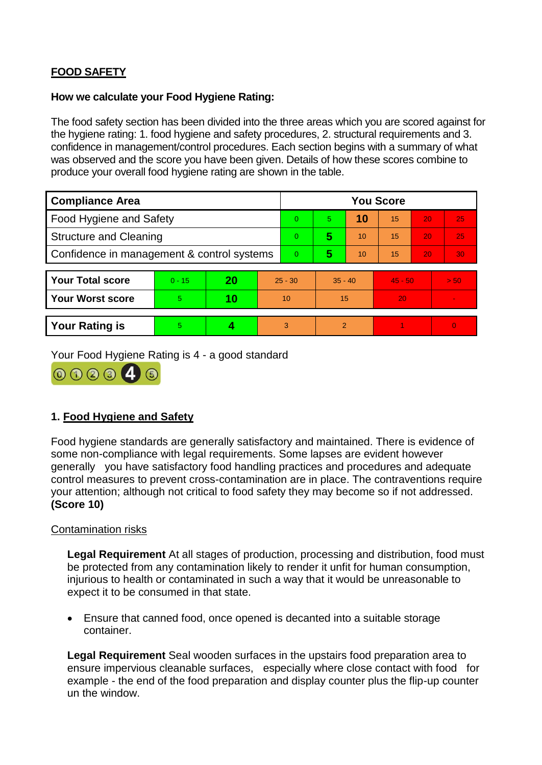## FOOD SAFETY

**How we calculate your Food Hygiene Rating:**

The food safety section has been divided into the three areas which you are scored against for the hygiene rating: 1. food hygiene and safety procedures, 2. structural requirements and 3. confidence in management/control procedures. Each section begins with a summary of what was observed and the score you have been given. Details of how these scores combine to produce your overall food hygiene rating are shown in the table.

| Compliance Area | You Score | | | | | |
|---|---|---|---|---|---|---|
| Food Hygiene and Safety | 0 | 5 | **10** | 15 | 20 | 25 |
| Structure and Cleaning | 0 | **5** | 10 | 15 | 20 | 25 |
| Confidence in management & control systems | 0 | **5** | 10 | 15 | 20 | 30 |

| | | | | | | |
|---|---|---|---|---|---|---|
| **Your Total score** | 0 - 15 | **20** | 25 - 30 | 35 - 40 | 45 - 50 | > 50 |
| **Your Worst score** | 5 | **10** | 10 | 15 | 20 | - |
| **Your Rating is** | 5 | **4** | 3 | 2 | 1 | 0 |

Your Food Hygiene Rating is 4 - a good standard

### 1. Food Hygiene and Safety

Food hygiene standards are generally satisfactory and maintained. There is evidence of some non-compliance with legal requirements. Some lapses are evident however generally you have satisfactory food handling practices and procedures and adequate control measures to prevent cross-contamination are in place. The contraventions require your attention; although not critical to food safety they may become so if not addressed. **(Score 10)**

Contamination risks

**Legal Requirement** At all stages of production, processing and distribution, food must be protected from any contamination likely to render it unfit for human consumption, injurious to health or contaminated in such a way that it would be unreasonable to expect it to be consumed in that state.

- Ensure that canned food, once opened is decanted into a suitable storage container.

**Legal Requirement** Seal wooden surfaces in the upstairs food preparation area to ensure impervious cleanable surfaces, especially where close contact with food for example - the end of the food preparation and display counter plus the flip-up counter un the window.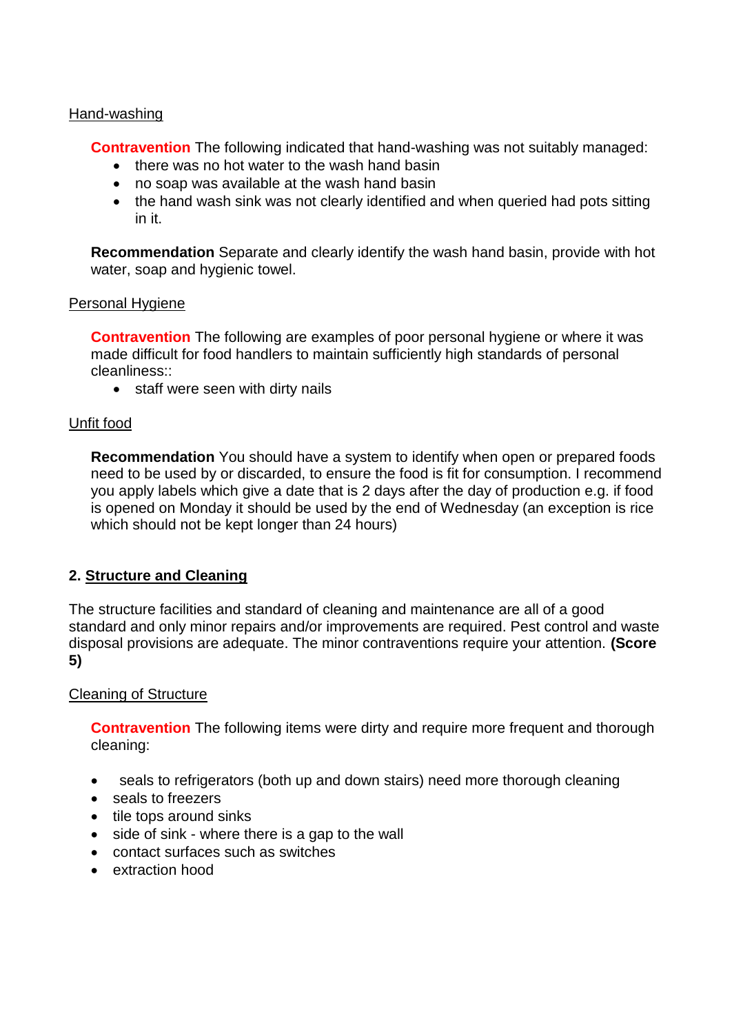Hand-washing

**Contravention** The following indicated that hand-washing was not suitably managed:

- there was no hot water to the wash hand basin
- no soap was available at the wash hand basin
- the hand wash sink was not clearly identified and when queried had pots sitting in it.

**Recommendation** Separate and clearly identify the wash hand basin, provide with hot water, soap and hygienic towel.

Personal Hygiene

**Contravention** The following are examples of poor personal hygiene or where it was made difficult for food handlers to maintain sufficiently high standards of personal cleanliness::

- staff were seen with dirty nails

Unfit food

**Recommendation** You should have a system to identify when open or prepared foods need to be used by or discarded, to ensure the food is fit for consumption. I recommend you apply labels which give a date that is 2 days after the day of production e.g. if food is opened on Monday it should be used by the end of Wednesday (an exception is rice which should not be kept longer than 24 hours)

## 2. Structure and Cleaning

The structure facilities and standard of cleaning and maintenance are all of a good standard and only minor repairs and/or improvements are required. Pest control and waste disposal provisions are adequate. The minor contraventions require your attention. **(Score 5)**

Cleaning of Structure

**Contravention** The following items were dirty and require more frequent and thorough cleaning:

- seals to refrigerators (both up and down stairs) need more thorough cleaning
- seals to freezers
- tile tops around sinks
- side of sink - where there is a gap to the wall
- contact surfaces such as switches
- extraction hood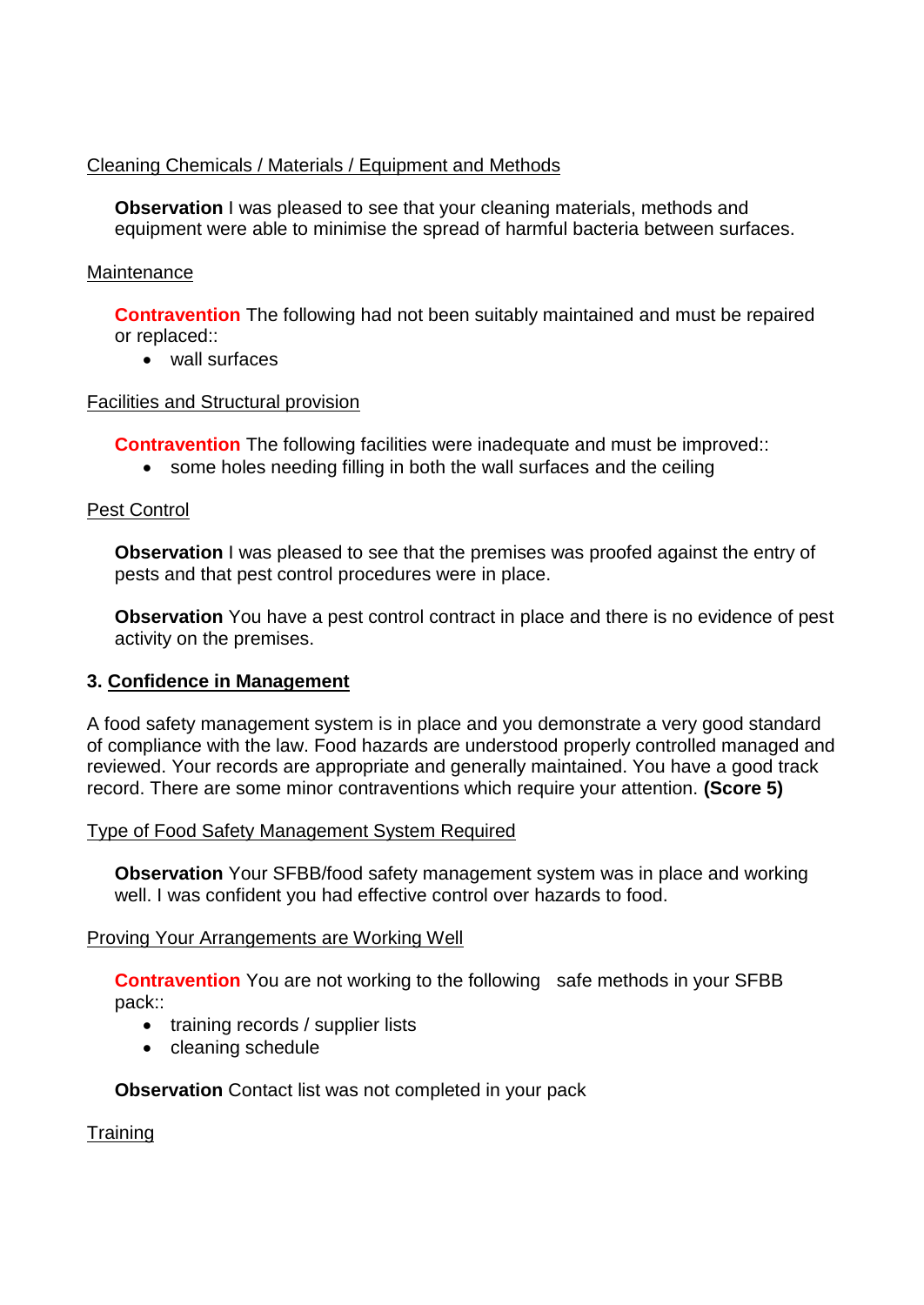Cleaning Chemicals / Materials / Equipment and Methods

**Observation** I was pleased to see that your cleaning materials, methods and equipment were able to minimise the spread of harmful bacteria between surfaces.

Maintenance

**Contravention** The following had not been suitably maintained and must be repaired or replaced::

- wall surfaces

Facilities and Structural provision

**Contravention** The following facilities were inadequate and must be improved::

- some holes needing filling in both the wall surfaces and the ceiling

Pest Control

**Observation** I was pleased to see that the premises was proofed against the entry of pests and that pest control procedures were in place.

**Observation** You have a pest control contract in place and there is no evidence of pest activity on the premises.

## 3. Confidence in Management

A food safety management system is in place and you demonstrate a very good standard of compliance with the law. Food hazards are understood properly controlled managed and reviewed. Your records are appropriate and generally maintained. You have a good track record. There are some minor contraventions which require your attention. **(Score 5)**

Type of Food Safety Management System Required

**Observation** Your SFBB/food safety management system was in place and working well. I was confident you had effective control over hazards to food.

Proving Your Arrangements are Working Well

**Contravention** You are not working to the following safe methods in your SFBB pack::

- training records / supplier lists
- cleaning schedule

**Observation** Contact list was not completed in your pack

Training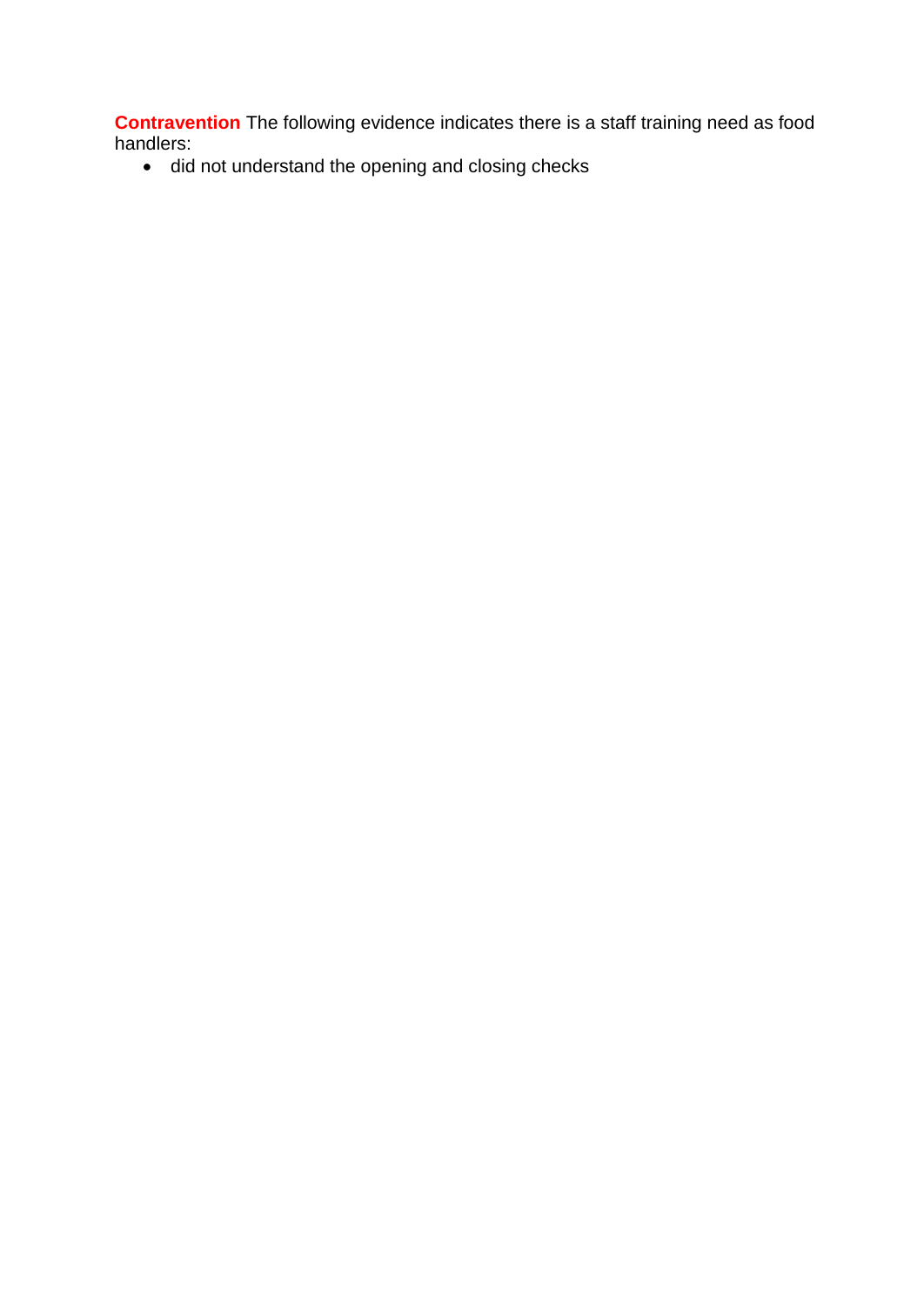**Contravention** The following evidence indicates there is a staff training need as food handlers:

- did not understand the opening and closing checks